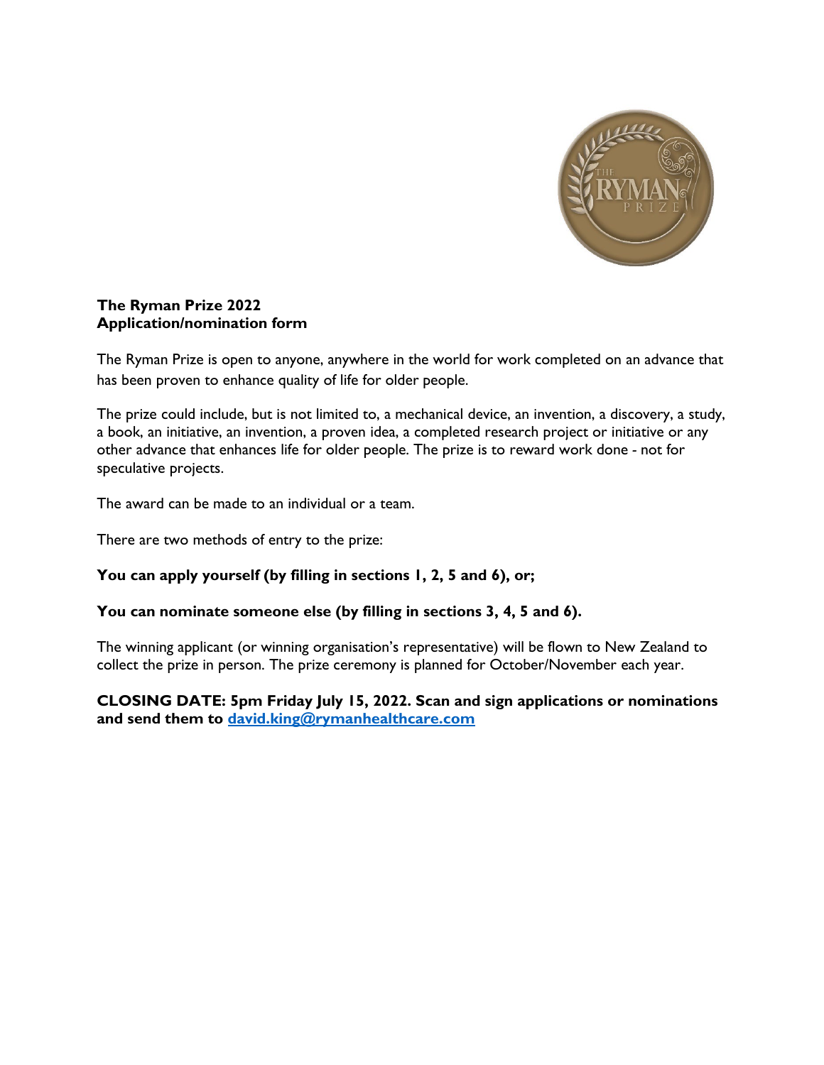**The Ryman Prize 2022**
**Application/nomination form**

The Ryman Prize is open to anyone, anywhere in the world for work completed on an advance that has been proven to enhance quality of life for older people.

The prize could include, but is not limited to, a mechanical device, an invention, a discovery, a study, a book, an initiative, an invention, a proven idea, a completed research project or initiative or any other advance that enhances life for older people. The prize is to reward work done - not for speculative projects.

The award can be made to an individual or a team.

There are two methods of entry to the prize:

**You can apply yourself (by filling in sections 1, 2, 5 and 6), or;**

**You can nominate someone else (by filling in sections 3, 4, 5 and 6).**

The winning applicant (or winning organisation's representative) will be flown to New Zealand to collect the prize in person. The prize ceremony is planned for October/November each year.

**CLOSING DATE: 5pm Friday July 15, 2022. Scan and sign applications or nominations and send them to [david.king@rymanhealthcare.com](mailto:david.king@rymanhealthcare.com)**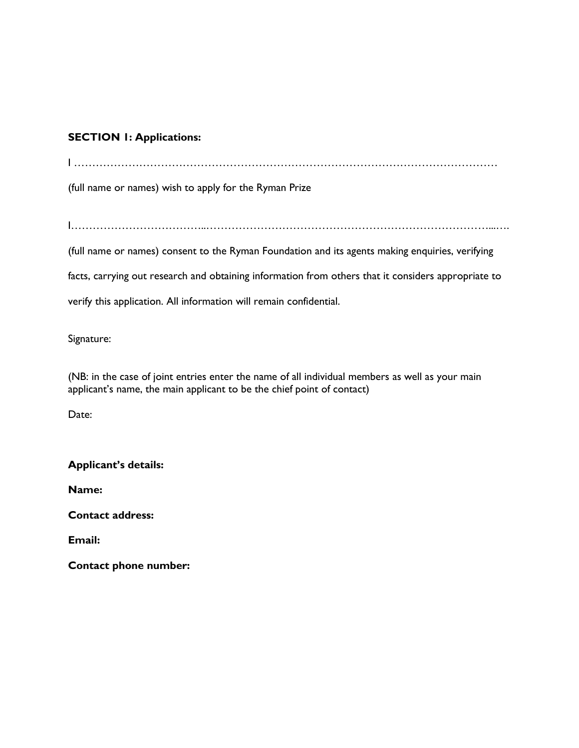**SECTION 1: Applications:**

I …………………………………………………………………………………………………………

(full name or names) wish to apply for the Ryman Prize

I………………………………...…………………………………………………………………...….

(full name or names) consent to the Ryman Foundation and its agents making enquiries, verifying facts, carrying out research and obtaining information from others that it considers appropriate to verify this application. All information will remain confidential.

Signature:

(NB: in the case of joint entries enter the name of all individual members as well as your main applicant's name, the main applicant to be the chief point of contact)

Date:

**Applicant's details:**

**Name:**

**Contact address:**

**Email:**

**Contact phone number:**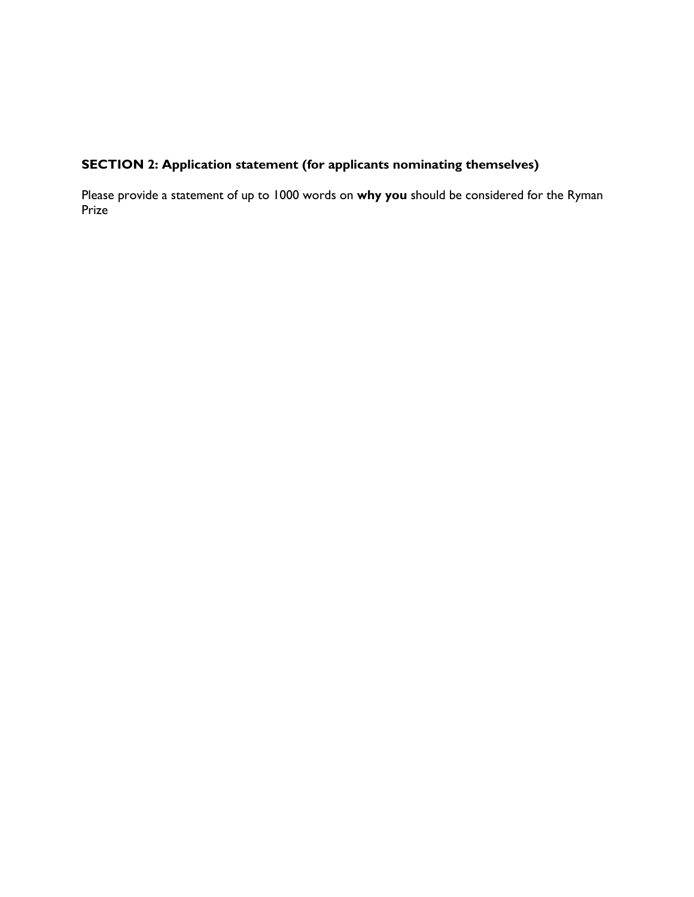**SECTION 2: Application statement (for applicants nominating themselves)**

Please provide a statement of up to 1000 words on **why you** should be considered for the Ryman Prize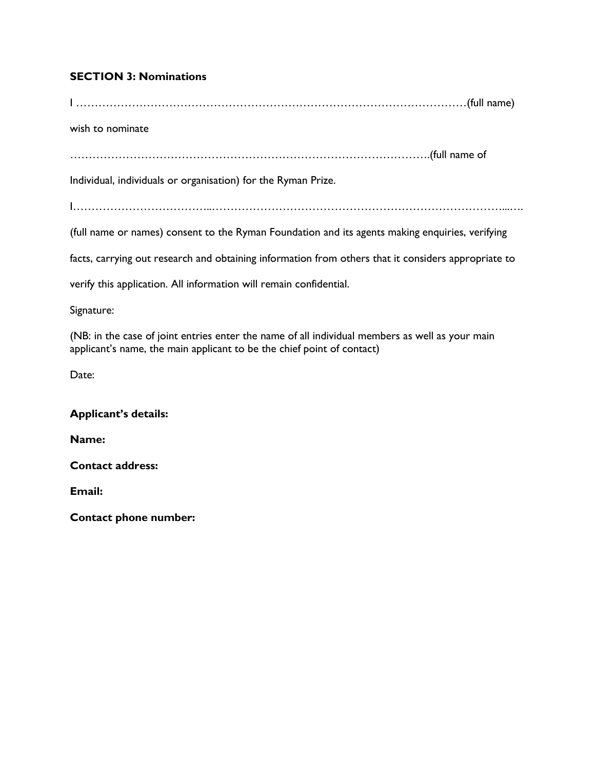**SECTION 3: Nominations**

I ………………………………………………………………………………………………(full name)

wish to nominate

……………………………………………………………………………………….(full name of

Individual, individuals or organisation) for the Ryman Prize.

I……………………………...…………………………………………………………………...….

(full name or names) consent to the Ryman Foundation and its agents making enquiries, verifying

facts, carrying out research and obtaining information from others that it considers appropriate to

verify this application. All information will remain confidential.

Signature:

(NB: in the case of joint entries enter the name of all individual members as well as your main applicant's name, the main applicant to be the chief point of contact)

Date:

**Applicant's details:**

**Name:**

**Contact address:**

**Email:**

**Contact phone number:**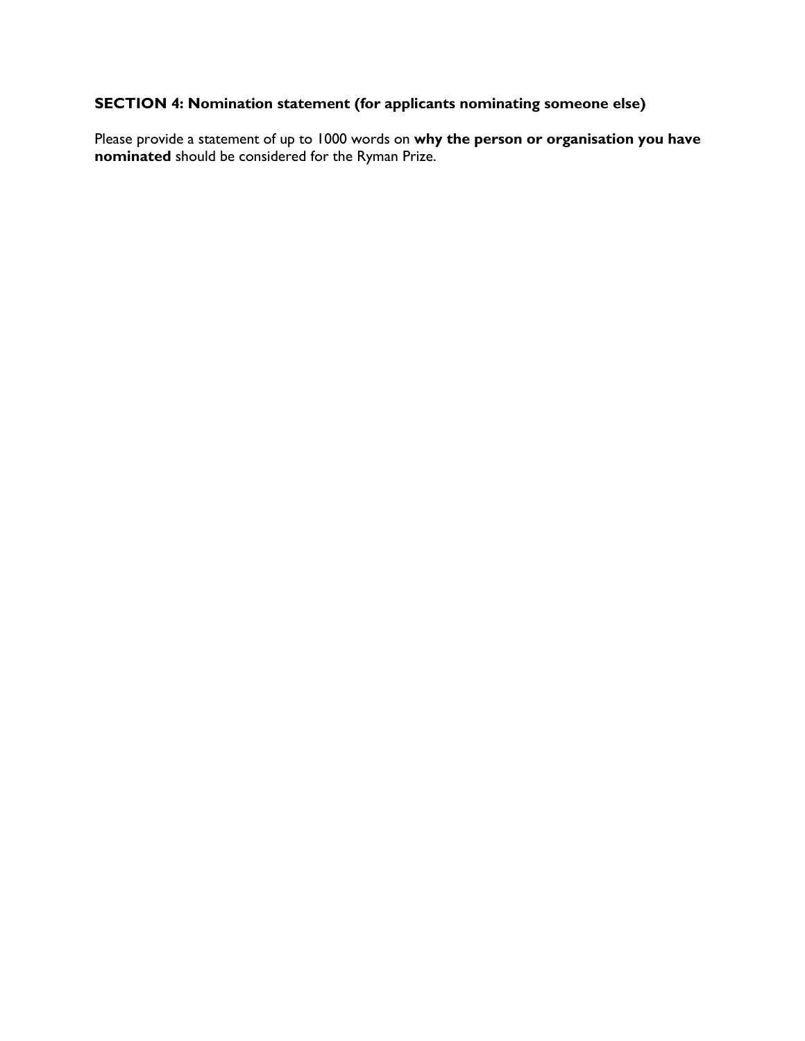## SECTION 4: Nomination statement (for applicants nominating someone else)

Please provide a statement of up to 1000 words on **why the person or organisation you have nominated** should be considered for the Ryman Prize.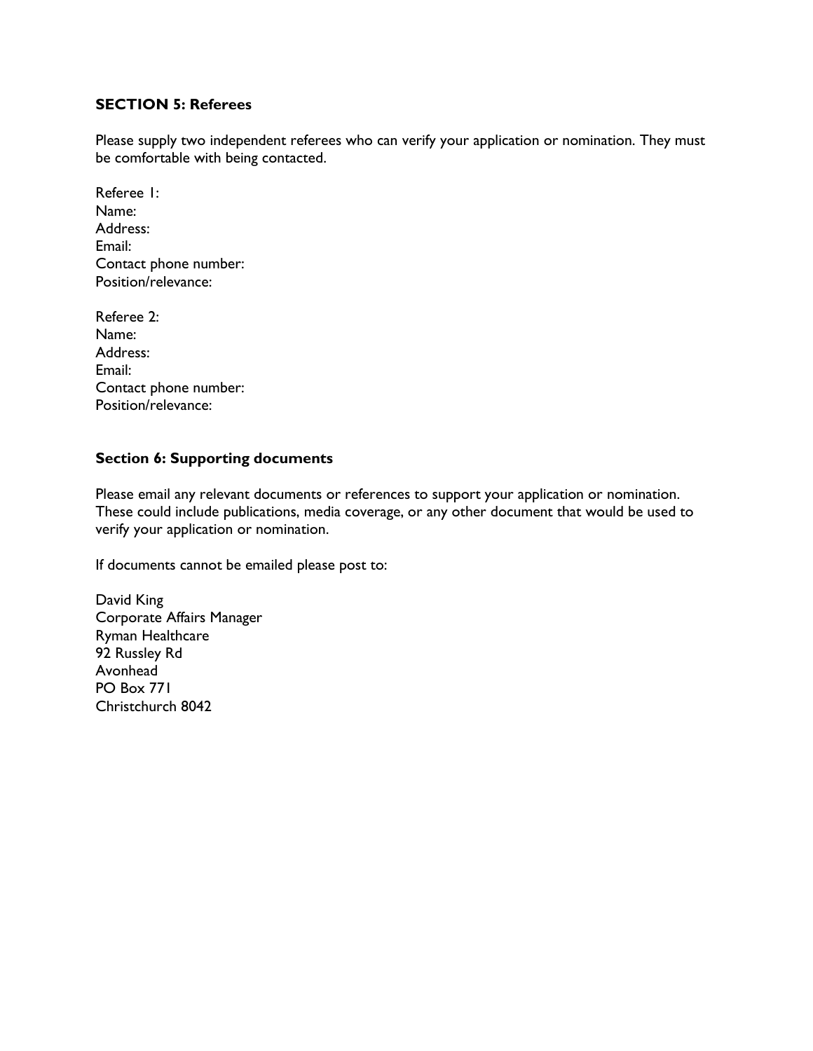## SECTION 5: Referees

Please supply two independent referees who can verify your application or nomination. They must be comfortable with being contacted.

Referee 1:
Name:
Address:
Email:
Contact phone number:
Position/relevance:

Referee 2:
Name:
Address:
Email:
Contact phone number:
Position/relevance:

## Section 6: Supporting documents

Please email any relevant documents or references to support your application or nomination. These could include publications, media coverage, or any other document that would be used to verify your application or nomination.

If documents cannot be emailed please post to:

David King
Corporate Affairs Manager
Ryman Healthcare
92 Russley Rd
Avonhead
PO Box 771
Christchurch 8042